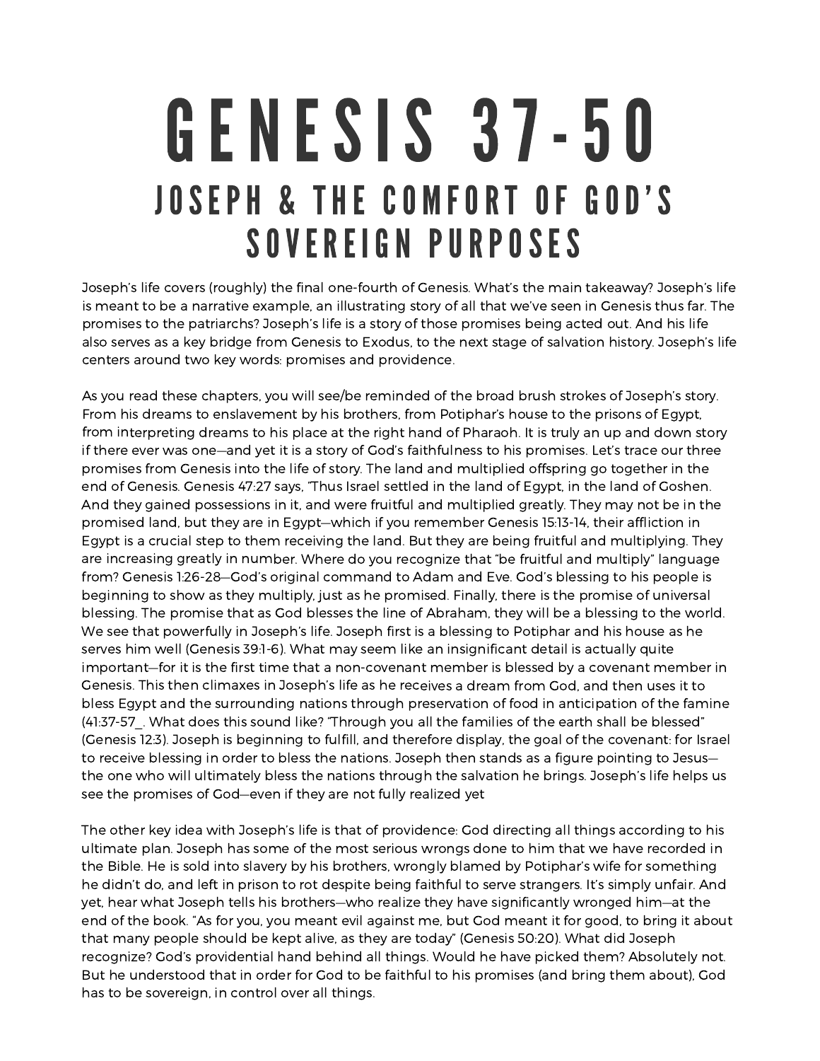# GENESIS 37-50

## JOSEPH & THE COMFORT OF GOD'S SOVEREIGN PURPOSES

Joseph's life covers (roughly) the final one-fourth of Genesis. What's the main takeaway? Joseph's life is meant to be a narrative example, an illustrating story of all that we've seen in Genesis thus far. The promises to the patriarchs? Joseph's life is a story of those promises being acted out. And his life also serves as a key bridge from Genesis to Exodus, to the next stage of salvation history. Joseph's life centers around two key words: promises and providence.

As you read these chapters, you will see/be reminded of the broad brush strokes of Joseph's story. From his dreams to enslavement by his brothers, from Potiphar's house to the prisons of Egypt, from interpreting dreams to his place at the right hand of Pharaoh. It is truly an up and down story if there ever was one—and yet it is a story of God's faithfulness to his promises. Let's trace our three promises from Genesis into the life of story. The land and multiplied offspring go together in the end of Genesis. Genesis 47:27 says, "Thus Israel settled in the land of Egypt, in the land of Goshen. And they gained possessions in it, and were fruitful and multiplied greatly. They may not be in the promised land, but they are in Egypt—which if you remember Genesis 15:13-14, their affliction in Egypt is a crucial step to them receiving the land. But they are being fruitful and multiplying. They are increasing greatly in number. Where do you recognize that "be fruitful and multiply" language from? Genesis 1:26-28—God's original command to Adam and Eve. God's blessing to his people is beginning to show as they multiply, just as he promised. Finally, there is the promise of universal blessing. The promise that as God blesses the line of Abraham, they will be a blessing to the world. We see that powerfully in Joseph's life. Joseph first is a blessing to Potiphar and his house as he serves him well (Genesis 39:1-6). What may seem like an insignificant detail is actually quite important—for it is the first time that a non-covenant member is blessed by a covenant member in Genesis. This then climaxes in Joseph's life as he receives a dream from God, and then uses it to bless Egypt and the surrounding nations through preservation of food in anticipation of the famine (41:37-57_. What does this sound like? "Through you all the families of the earth shall be blessed" (Genesis 12:3). Joseph is beginning to fulfill, and therefore display, the goal of the covenant: for Israel to receive blessing in order to bless the nations. Joseph then stands as a figure pointing to Jesus—the one who will ultimately bless the nations through the salvation he brings. Joseph's life helps us see the promises of God—even if they are not fully realized yet

The other key idea with Joseph's life is that of providence: God directing all things according to his ultimate plan. Joseph has some of the most serious wrongs done to him that we have recorded in the Bible. He is sold into slavery by his brothers, wrongly blamed by Potiphar's wife for something he didn't do, and left in prison to rot despite being faithful to serve strangers. It's simply unfair. And yet, hear what Joseph tells his brothers—who realize they have significantly wronged him—at the end of the book. "As for you, you meant evil against me, but God meant it for good, to bring it about that many people should be kept alive, as they are today" (Genesis 50:20). What did Joseph recognize? God's providential hand behind all things. Would he have picked them? Absolutely not. But he understood that in order for God to be faithful to his promises (and bring them about), God has to be sovereign, in control over all things.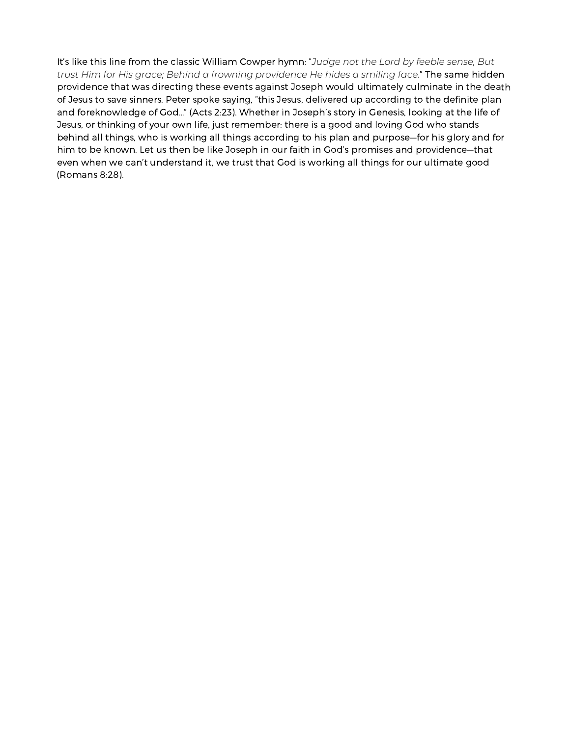It’s like this line from the classic William Cowper hymn: “*Judge not the Lord by feeble sense, But trust Him for His grace; Behind a frowning providence He hides a smiling face.*” The same hidden providence that was directing these events against Joseph would ultimately culminate in the death of Jesus to save sinners. Peter spoke saying, “this Jesus, delivered up according to the definite plan and foreknowledge of God…” (Acts 2:23). Whether in Joseph’s story in Genesis, looking at the life of Jesus, or thinking of your own life, just remember: there is a good and loving God who stands behind all things, who is working all things according to his plan and purpose—for his glory and for him to be known. Let us then be like Joseph in our faith in God’s promises and providence—that even when we can’t understand it, we trust that God is working all things for our ultimate good (Romans 8:28).